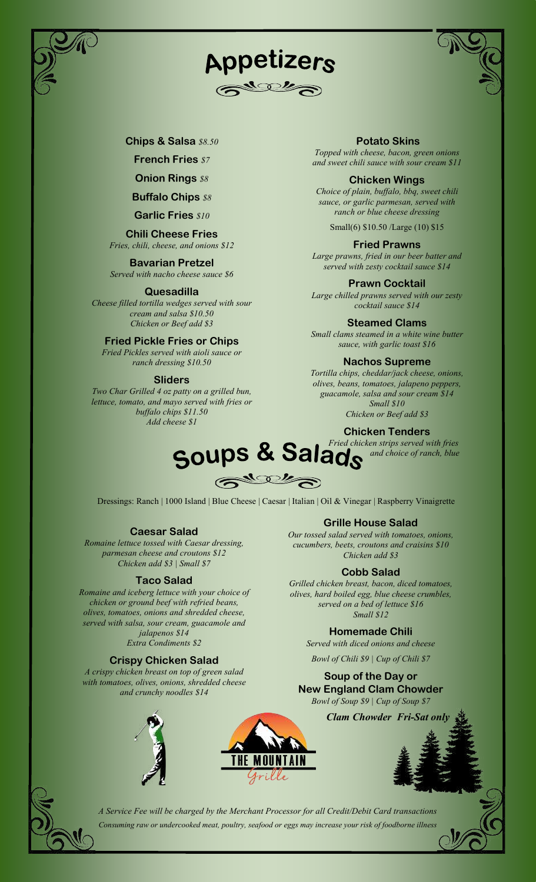# Appetizers

**Chips & Salsa** *$8.50*

**French Fries** *$7*

**Onion Rings** *$8*

**Buffalo Chips** *$8*

**Garlic Fries** *$10*

**Chili Cheese Fries**
*Fries, chili, cheese, and onions $12*

**Bavarian Pretzel**
*Served with nacho cheese sauce $6*

**Quesadilla**
*Cheese filled tortilla wedges served with sour cream and salsa $10.50*
*Chicken or Beef add $3*

**Fried Pickle Fries or Chips**
*Fried Pickles served with aioli sauce or ranch dressing $10.50*

**Sliders**
*Two Char Grilled 4 oz patty on a grilled bun, lettuce, tomato, and mayo served with fries or buffalo chips $11.50*
*Add cheese $1*

**Potato Skins**
*Topped with cheese, bacon, green onions and sweet chili sauce with sour cream $11*

**Chicken Wings**
*Choice of plain, buffalo, bbq, sweet chili sauce, or garlic parmesan, served with ranch or blue cheese dressing*

Small(6) $10.50 /Large (10) $15

**Fried Prawns**
*Large prawns, fried in our beer batter and served with zesty cocktail sauce $14*

**Prawn Cocktail**
*Large chilled prawns served with our zesty cocktail sauce $14*

**Steamed Clams**
*Small clams steamed in a white wine butter sauce, with garlic toast $16*

**Nachos Supreme**
*Tortilla chips, cheddar/jack cheese, onions, olives, beans, tomatoes, jalapeno peppers, guacamole, salsa and sour cream $14*
*Small $10*
*Chicken or Beef add $3*

**Chicken Tenders**
*Fried chicken strips served with fries and choice of ranch, blue*

# Soups & Salads

Dressings: Ranch | 1000 Island | Blue Cheese | Caesar | Italian | Oil & Vinegar | Raspberry Vinaigrette

**Caesar Salad**
*Romaine lettuce tossed with Caesar dressing, parmesan cheese and croutons $12*
*Chicken add $3 | Small $7*

**Taco Salad**
*Romaine and iceberg lettuce with your choice of chicken or ground beef with refried beans, olives, tomatoes, onions and shredded cheese, served with salsa, sour cream, guacamole and jalapenos $14*
*Extra Condiments $2*

**Crispy Chicken Salad**
*A crispy chicken breast on top of green salad with tomatoes, olives, onions, shredded cheese and crunchy noodles $14*

**Grille House Salad**
*Our tossed salad served with tomatoes, onions, cucumbers, beets, croutons and craisins $10*
*Chicken add $3*

**Cobb Salad**
*Grilled chicken breast, bacon, diced tomatoes, olives, hard boiled egg, blue cheese crumbles, served on a bed of lettuce $16*
*Small $12*

**Homemade Chili**
*Served with diced onions and cheese*

*Bowl of Chili $9 | Cup of Chili $7*

**Soup of the Day or New England Clam Chowder**
*Bowl of Soup $9 | Cup of Soup $7*

***Clam Chowder Fri-Sat only***

THE MOUNTAIN Grille

*A Service Fee will be charged by the Merchant Processor for all Credit/Debit Card transactions*

*Consuming raw or undercooked meat, poultry, seafood or eggs may increase your risk of foodborne illness*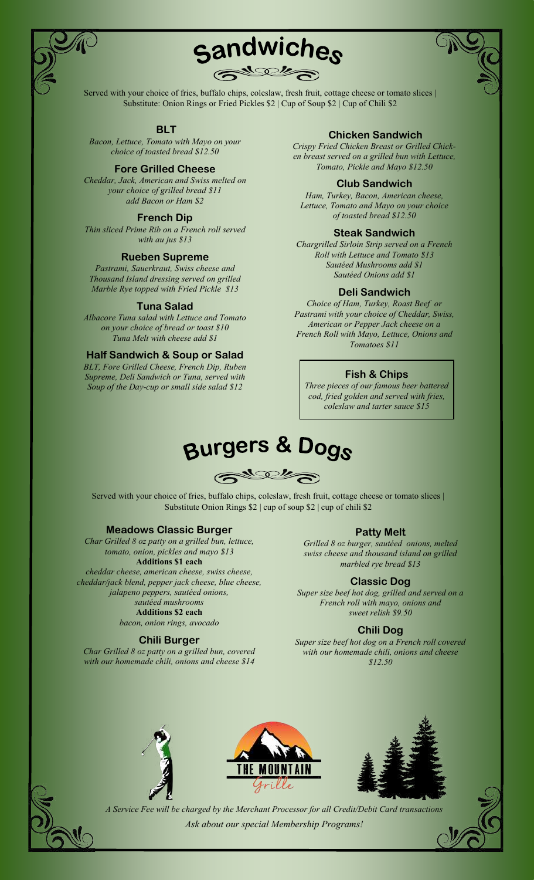# Sandwiches

Served with your choice of fries, buffalo chips, coleslaw, fresh fruit, cottage cheese or tomato slices | Substitute: Onion Rings or Fried Pickles $2 | Cup of Soup $2 | Cup of Chili $2

### BLT

*Bacon, Lettuce, Tomato with Mayo on your choice of toasted bread $12.50*

### Fore Grilled Cheese

*Cheddar, Jack, American and Swiss melted on your choice of grilled bread $11*
*add Bacon or Ham $2*

### French Dip

*Thin sliced Prime Rib on a French roll served with au jus $13*

### Rueben Supreme

*Pastrami, Sauerkraut, Swiss cheese and Thousand Island dressing served on grilled Marble Rye topped with Fried Pickle $13*

### Tuna Salad

*Albacore Tuna salad with Lettuce and Tomato on your choice of bread or toast $10*
*Tuna Melt with cheese add $1*

### Half Sandwich & Soup or Salad

*BLT, Fore Grilled Cheese, French Dip, Ruben Supreme, Deli Sandwich or Tuna, served with Soup of the Day-cup or small side salad $12*

### Chicken Sandwich

*Crispy Fried Chicken Breast or Grilled Chicken breast served on a grilled bun with Lettuce, Tomato, Pickle and Mayo $12.50*

### Club Sandwich

*Ham, Turkey, Bacon, American cheese, Lettuce, Tomato and Mayo on your choice of toasted bread $12.50*

### Steak Sandwich

*Chargrilled Sirloin Strip served on a French Roll with Lettuce and Tomato $13*
*Sautéed Mushrooms add $1*
*Sautéed Onions add $1*

### Deli Sandwich

*Choice of Ham, Turkey, Roast Beef or Pastrami with your choice of Cheddar, Swiss, American or Pepper Jack cheese on a French Roll with Mayo, Lettuce, Onions and Tomatoes $11*

### Fish & Chips

*Three pieces of our famous beer battered cod, fried golden and served with fries, coleslaw and tarter sauce $15*

# Burgers & Dogs

Served with your choice of fries, buffalo chips, coleslaw, fresh fruit, cottage cheese or tomato slices | Substitute Onion Rings $2 | cup of soup $2 | cup of chili $2

### Meadows Classic Burger

*Char Grilled 8 oz patty on a grilled bun, lettuce, tomato, onion, pickles and mayo $13*

**Additions $1 each**

*cheddar cheese, american cheese, swiss cheese, cheddar/jack blend, pepper jack cheese, blue cheese, jalapeno peppers, sautéed onions, sautéed mushrooms*

**Additions $2 each**

*bacon, onion rings, avocado*

### Chili Burger

*Char Grilled 8 oz patty on a grilled bun, covered with our homemade chili, onions and cheese $14*

### Patty Melt

*Grilled 8 oz burger, sautéed onions, melted swiss cheese and thousand island on grilled marbled rye bread $13*

### Classic Dog

*Super size beef hot dog, grilled and served on a French roll with mayo, onions and sweet relish $9.50*

### Chili Dog

*Super size beef hot dog on a French roll covered with our homemade chili, onions and cheese $12.50*

THE MOUNTAIN Grille

*A Service Fee will be charged by the Merchant Processor for all Credit/Debit Card transactions*

*Ask about our special Membership Programs!*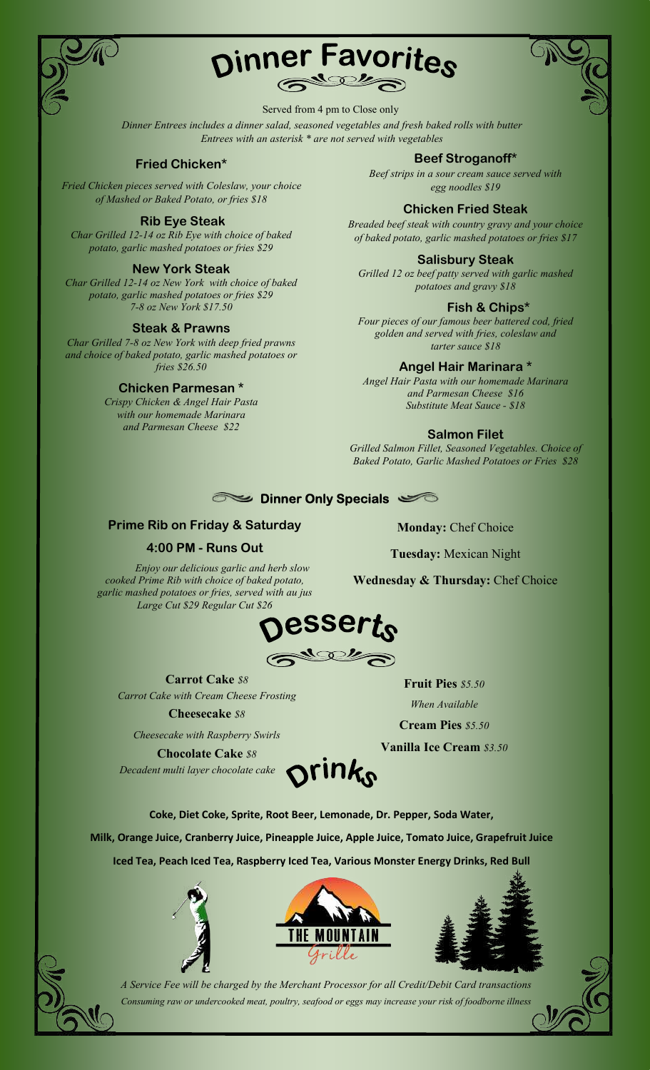# Dinner Favorites

Served from 4 pm to Close only

*Dinner Entrees includes a dinner salad, seasoned vegetables and fresh baked rolls with butter*
*Entrees with an asterisk * are not served with vegetables*

### Fried Chicken*

*Fried Chicken pieces served with Coleslaw, your choice of Mashed or Baked Potato, or fries $18*

### Rib Eye Steak

*Char Grilled 12-14 oz Rib Eye with choice of baked potato, garlic mashed potatoes or fries $29*

### New York Steak

*Char Grilled 12-14 oz New York with choice of baked potato, garlic mashed potatoes or fries $29*
*7-8 oz New York $17.50*

### Steak & Prawns

*Char Grilled 7-8 oz New York with deep fried prawns and choice of baked potato, garlic mashed potatoes or fries $26.50*

### Chicken Parmesan *

*Crispy Chicken & Angel Hair Pasta with our homemade Marinara and Parmesan Cheese $22*

### Beef Stroganoff*

*Beef strips in a sour cream sauce served with egg noodles $19*

### Chicken Fried Steak

*Breaded beef steak with country gravy and your choice of baked potato, garlic mashed potatoes or fries $17*

### Salisbury Steak

*Grilled 12 oz beef patty served with garlic mashed potatoes and gravy $18*

### Fish & Chips*

*Four pieces of our famous beer battered cod, fried golden and served with fries, coleslaw and tarter sauce $18*

### Angel Hair Marinara *

*Angel Hair Pasta with our homemade Marinara and Parmesan Cheese $16*
*Substitute Meat Sauce - $18*

### Salmon Filet

*Grilled Salmon Fillet, Seasoned Vegetables. Choice of Baked Potato, Garlic Mashed Potatoes or Fries $28*

## Dinner Only Specials

### Prime Rib on Friday & Saturday

### 4:00 PM - Runs Out

*Enjoy our delicious garlic and herb slow cooked Prime Rib with choice of baked potato, garlic mashed potatoes or fries, served with au jus*
*Large Cut $29 Regular Cut $26*

**Monday:** Chef Choice

**Tuesday:** Mexican Night

**Wednesday & Thursday:** Chef Choice

# Desserts

**Carrot Cake** *$8*
*Carrot Cake with Cream Cheese Frosting*

**Cheesecake** *$8*
*Cheesecake with Raspberry Swirls*

**Chocolate Cake** *$8*
*Decadent multi layer chocolate cake*

**Fruit Pies** *$5.50*
*When Available*

**Cream Pies** *$5.50*

**Vanilla Ice Cream** *$3.50*

# Drinks

**Coke, Diet Coke, Sprite, Root Beer, Lemonade, Dr. Pepper, Soda Water,**

**Milk, Orange Juice, Cranberry Juice, Pineapple Juice, Apple Juice, Tomato Juice, Grapefruit Juice**

**Iced Tea, Peach Iced Tea, Raspberry Iced Tea, Various Monster Energy Drinks, Red Bull**

THE MOUNTAIN Grille

*A Service Fee will be charged by the Merchant Processor for all Credit/Debit Card transactions*
*Consuming raw or undercooked meat, poultry, seafood or eggs may increase your risk of foodborne illness*